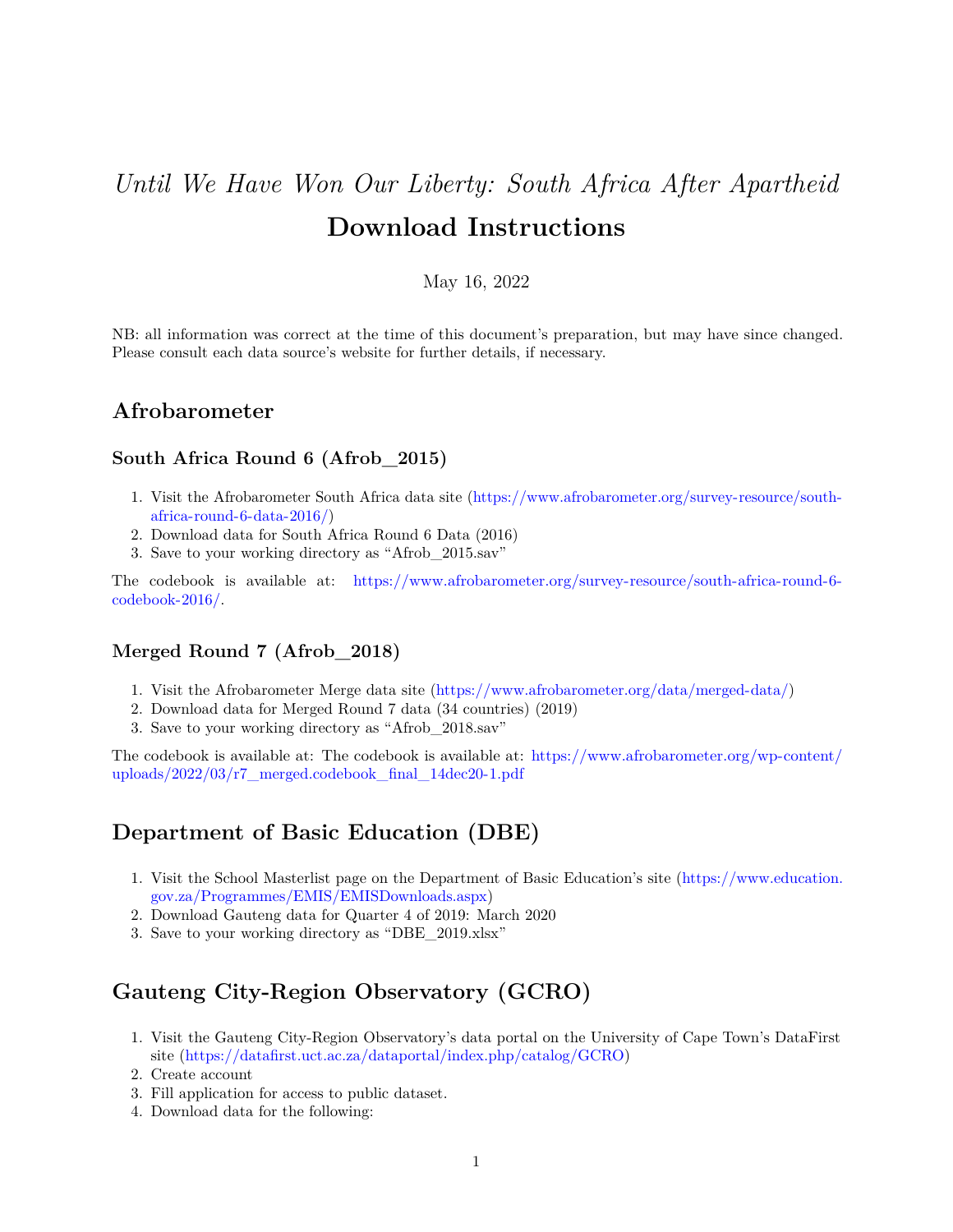# *Until We Have Won Our Liberty: South Africa After Apartheid*
# Download Instructions

May 16, 2022

NB: all information was correct at the time of this document's preparation, but may have since changed. Please consult each data source's website for further details, if necessary.

## Afrobarometer

### South Africa Round 6 (Afrob_2015)

1. Visit the Afrobarometer South Africa data site (https://www.afrobarometer.org/survey-resource/south-africa-round-6-data-2016/)
2. Download data for South Africa Round 6 Data (2016)
3. Save to your working directory as "Afrob_2015.sav"

The codebook is available at: https://www.afrobarometer.org/survey-resource/south-africa-round-6-codebook-2016/.

### Merged Round 7 (Afrob_2018)

1. Visit the Afrobarometer Merge data site (https://www.afrobarometer.org/data/merged-data/)
2. Download data for Merged Round 7 data (34 countries) (2019)
3. Save to your working directory as "Afrob_2018.sav"

The codebook is available at: The codebook is available at: https://www.afrobarometer.org/wp-content/uploads/2022/03/r7_merged.codebook_final_14dec20-1.pdf

## Department of Basic Education (DBE)

1. Visit the School Masterlist page on the Department of Basic Education's site (https://www.education.gov.za/Programmes/EMIS/EMISDownloads.aspx)
2. Download Gauteng data for Quarter 4 of 2019: March 2020
3. Save to your working directory as "DBE_2019.xlsx"

## Gauteng City-Region Observatory (GCRO)

1. Visit the Gauteng City-Region Observatory's data portal on the University of Cape Town's DataFirst site (https://datafirst.uct.ac.za/dataportal/index.php/catalog/GCRO)
2. Create account
3. Fill application for access to public dataset.
4. Download data for the following: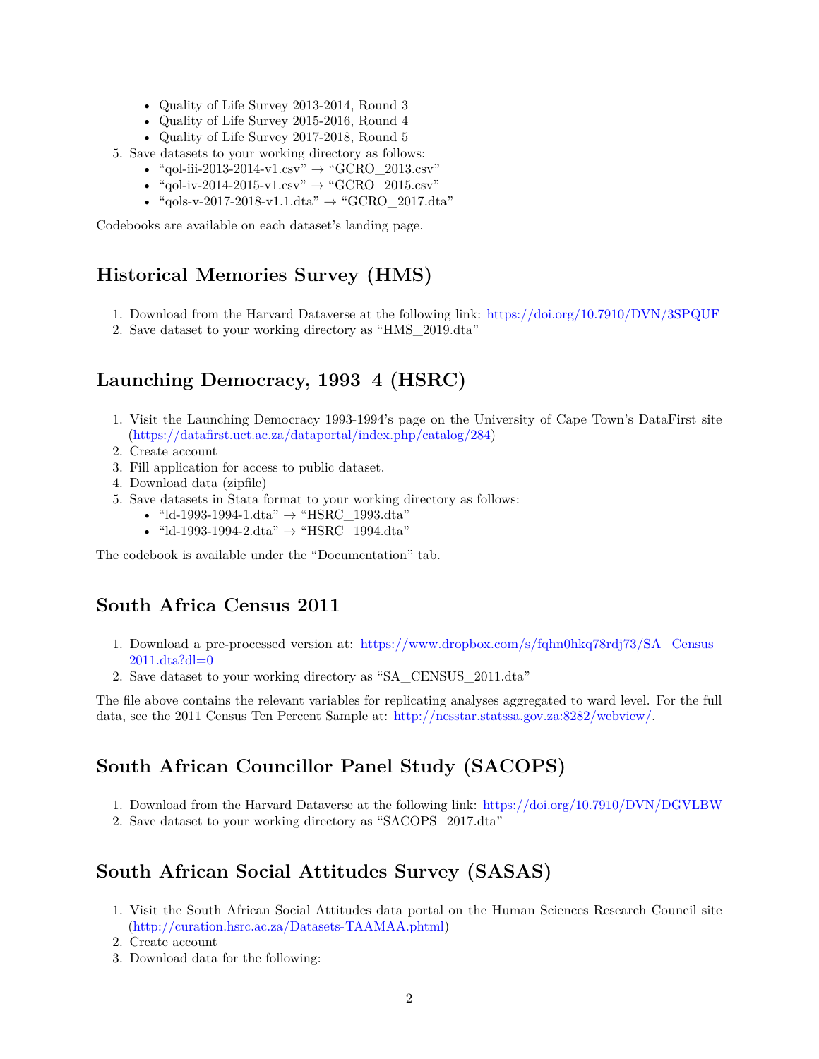- Quality of Life Survey 2013-2014, Round 3
- Quality of Life Survey 2015-2016, Round 4
- Quality of Life Survey 2017-2018, Round 5

5. Save datasets to your working directory as follows:
   - "qol-iii-2013-2014-v1.csv" → "GCRO_2013.csv"
   - "qol-iv-2014-2015-v1.csv" → "GCRO_2015.csv"
   - "qols-v-2017-2018-v1.1.dta" → "GCRO_2017.dta"

Codebooks are available on each dataset's landing page.

## Historical Memories Survey (HMS)

1. Download from the Harvard Dataverse at the following link: https://doi.org/10.7910/DVN/3SPQUF
2. Save dataset to your working directory as "HMS_2019.dta"

## Launching Democracy, 1993–4 (HSRC)

1. Visit the Launching Democracy 1993-1994's page on the University of Cape Town's DataFirst site (https://datafirst.uct.ac.za/dataportal/index.php/catalog/284)
2. Create account
3. Fill application for access to public dataset.
4. Download data (zipfile)
5. Save datasets in Stata format to your working directory as follows:
   - "ld-1993-1994-1.dta" → "HSRC_1993.dta"
   - "ld-1993-1994-2.dta" → "HSRC_1994.dta"

The codebook is available under the "Documentation" tab.

## South Africa Census 2011

1. Download a pre-processed version at: https://www.dropbox.com/s/fqhn0hkq78rdj73/SA_Census_2011.dta?dl=0
2. Save dataset to your working directory as "SA_CENSUS_2011.dta"

The file above contains the relevant variables for replicating analyses aggregated to ward level. For the full data, see the 2011 Census Ten Percent Sample at: http://nesstar.statssa.gov.za:8282/webview/.

## South African Councillor Panel Study (SACOPS)

1. Download from the Harvard Dataverse at the following link: https://doi.org/10.7910/DVN/DGVLBW
2. Save dataset to your working directory as "SACOPS_2017.dta"

## South African Social Attitudes Survey (SASAS)

1. Visit the South African Social Attitudes data portal on the Human Sciences Research Council site (http://curation.hsrc.ac.za/Datasets-TAAMAA.phtml)
2. Create account
3. Download data for the following: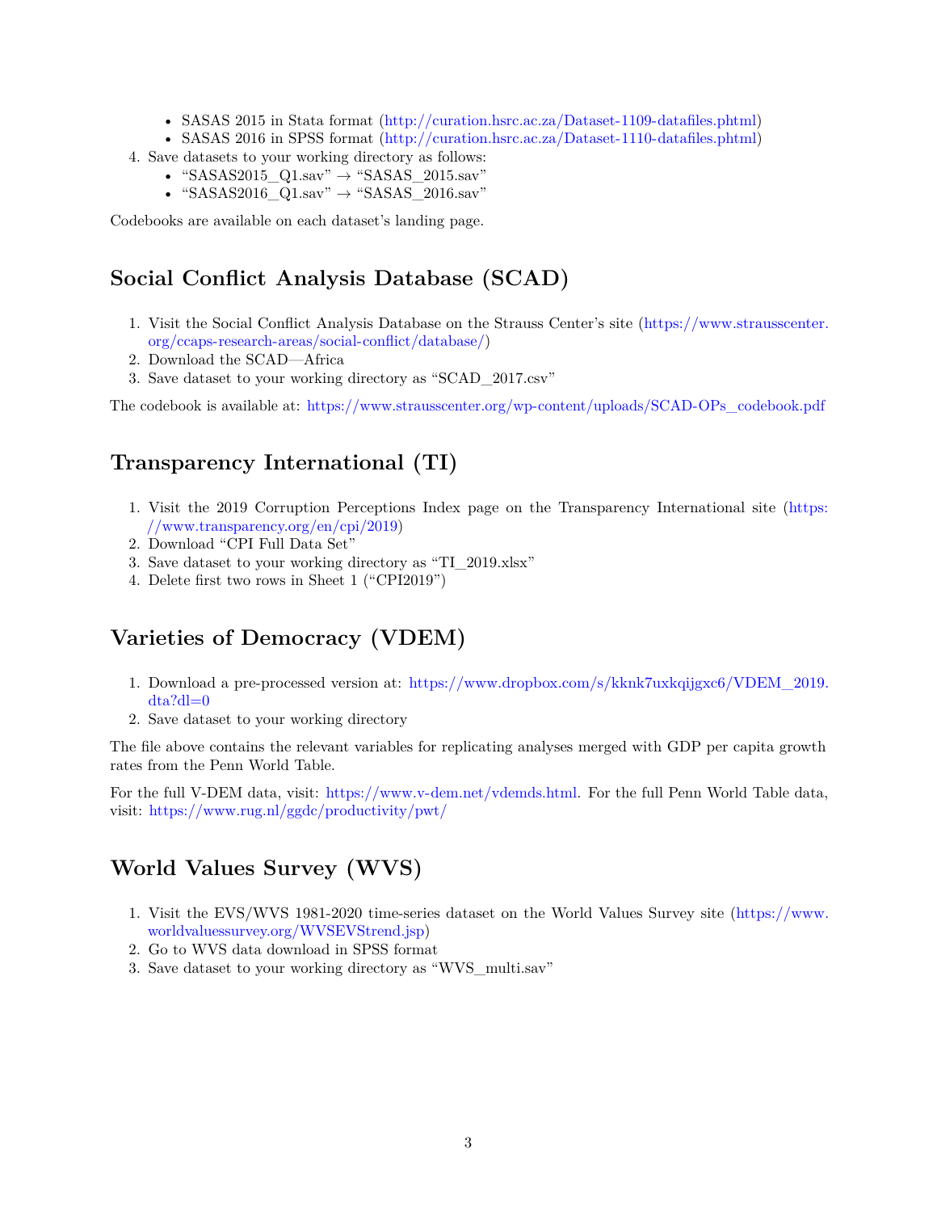- SASAS 2015 in Stata format (http://curation.hsrc.ac.za/Dataset-1109-datafiles.phtml)
- SASAS 2016 in SPSS format (http://curation.hsrc.ac.za/Dataset-1110-datafiles.phtml)

4. Save datasets to your working directory as follows:
   - "SASAS2015_Q1.sav" → "SASAS_2015.sav"
   - "SASAS2016_Q1.sav" → "SASAS_2016.sav"

Codebooks are available on each dataset's landing page.

## Social Conflict Analysis Database (SCAD)

1. Visit the Social Conflict Analysis Database on the Strauss Center's site (https://www.strausscenter.org/ccaps-research-areas/social-conflict/database/)
2. Download the SCAD—Africa
3. Save dataset to your working directory as "SCAD_2017.csv"

The codebook is available at: https://www.strausscenter.org/wp-content/uploads/SCAD-OPs_codebook.pdf

## Transparency International (TI)

1. Visit the 2019 Corruption Perceptions Index page on the Transparency International site (https://www.transparency.org/en/cpi/2019)
2. Download "CPI Full Data Set"
3. Save dataset to your working directory as "TI_2019.xlsx"
4. Delete first two rows in Sheet 1 ("CPI2019")

## Varieties of Democracy (VDEM)

1. Download a pre-processed version at: https://www.dropbox.com/s/kknk7uxkqijgxc6/VDEM_2019.dta?dl=0
2. Save dataset to your working directory

The file above contains the relevant variables for replicating analyses merged with GDP per capita growth rates from the Penn World Table.

For the full V-DEM data, visit: https://www.v-dem.net/vdemds.html. For the full Penn World Table data, visit: https://www.rug.nl/ggdc/productivity/pwt/

## World Values Survey (WVS)

1. Visit the EVS/WVS 1981-2020 time-series dataset on the World Values Survey site (https://www.worldvaluessurvey.org/WVSEVStrend.jsp)
2. Go to WVS data download in SPSS format
3. Save dataset to your working directory as "WVS_multi.sav"